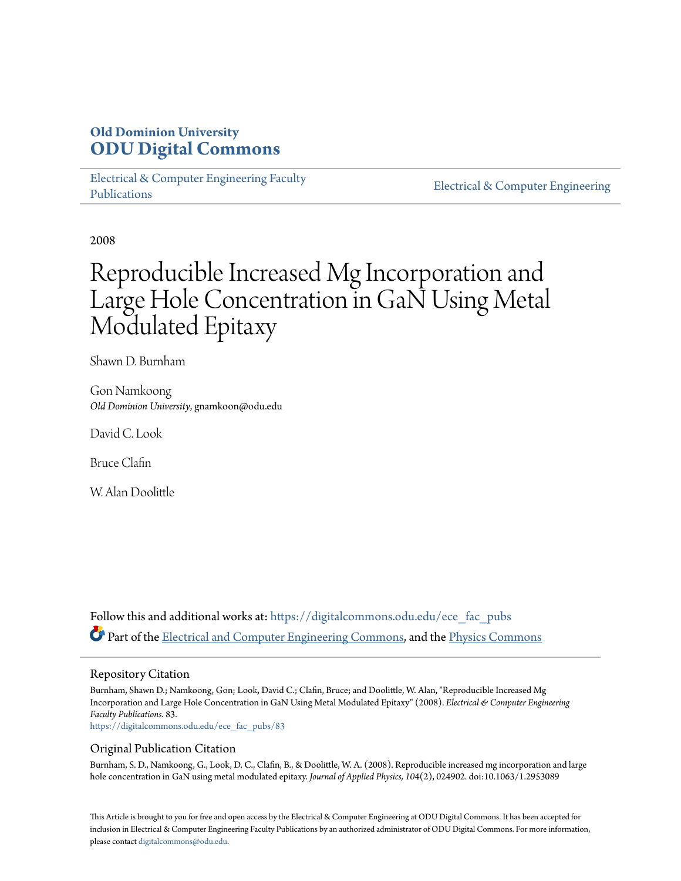# Old Dominion University
# ODU Digital Commons

Electrical & Computer Engineering Faculty Publications

Electrical & Computer Engineering

2008

# Reproducible Increased Mg Incorporation and Large Hole Concentration in GaN Using Metal Modulated Epitaxy

Shawn D. Burnham

Gon Namkoong
*Old Dominion University*, gnamkoon@odu.edu

David C. Look

Bruce Claflin

W. Alan Doolittle

Follow this and additional works at: https://digitalcommons.odu.edu/ece_fac_pubs

Part of the Electrical and Computer Engineering Commons, and the Physics Commons

## Repository Citation

Burnham, Shawn D.; Namkoong, Gon; Look, David C.; Claflin, Bruce; and Doolittle, W. Alan, "Reproducible Increased Mg Incorporation and Large Hole Concentration in GaN Using Metal Modulated Epitaxy" (2008). *Electrical & Computer Engineering Faculty Publications*. 83.
https://digitalcommons.odu.edu/ece_fac_pubs/83

## Original Publication Citation

Burnham, S. D., Namkoong, G., Look, D. C., Claflin, B., & Doolittle, W. A. (2008). Reproducible increased mg incorporation and large hole concentration in GaN using metal modulated epitaxy. *Journal of Applied Physics, 104*(2), 024902. doi:10.1063/1.2953089

This Article is brought to you for free and open access by the Electrical & Computer Engineering at ODU Digital Commons. It has been accepted for inclusion in Electrical & Computer Engineering Faculty Publications by an authorized administrator of ODU Digital Commons. For more information, please contact digitalcommons@odu.edu.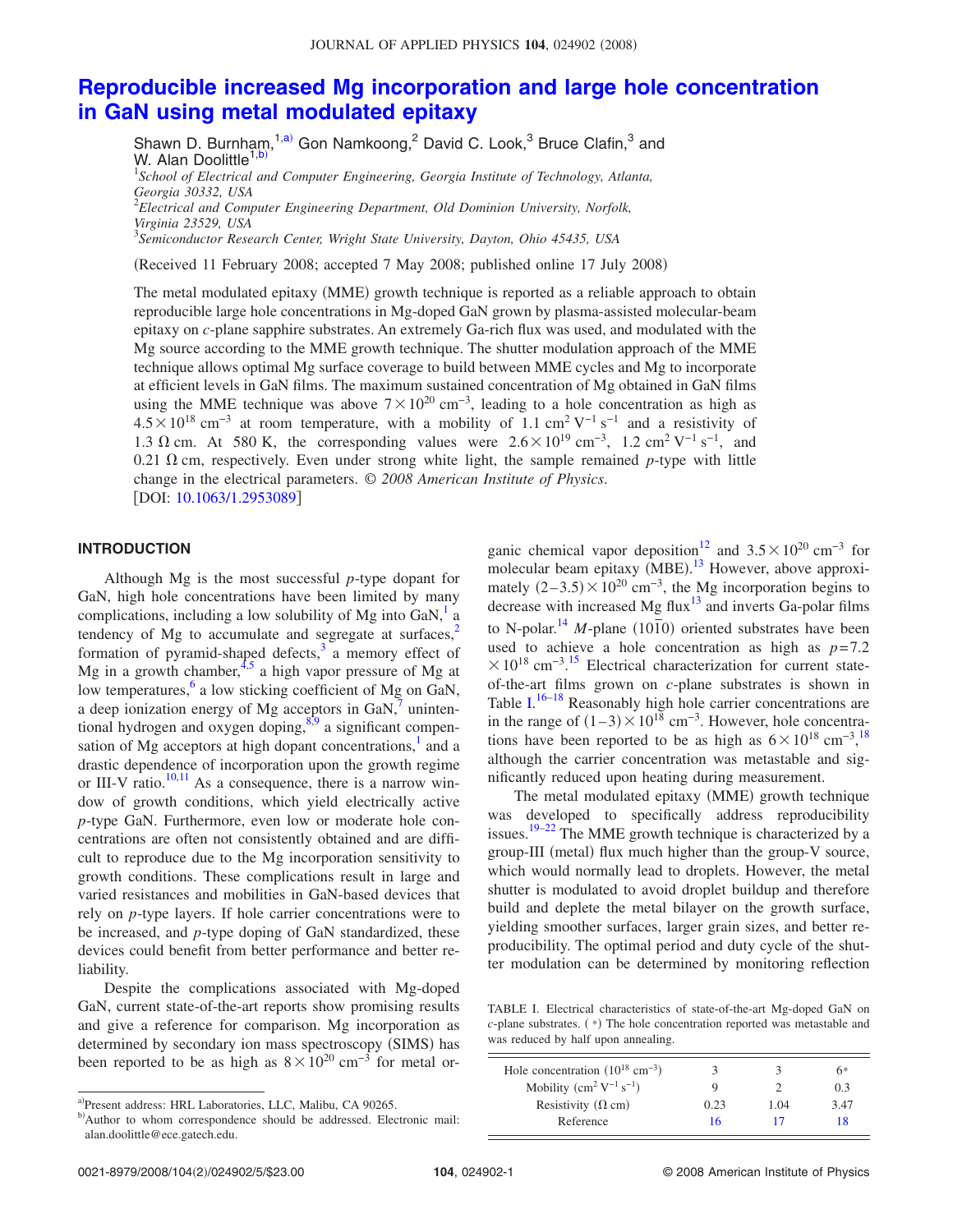# Reproducible increased Mg incorporation and large hole concentration in GaN using metal modulated epitaxy

Shawn D. Burnham,[1,a)] Gon Namkoong,[2] David C. Look,[3] Bruce Clafin,[3] and W. Alan Doolittle[1,b)]

[1]*School of Electrical and Computer Engineering, Georgia Institute of Technology, Atlanta, Georgia 30332, USA*

[2]*Electrical and Computer Engineering Department, Old Dominion University, Norfolk, Virginia 23529, USA*

[3]*Semiconductor Research Center, Wright State University, Dayton, Ohio 45435, USA*

(Received 11 February 2008; accepted 7 May 2008; published online 17 July 2008)

The metal modulated epitaxy (MME) growth technique is reported as a reliable approach to obtain reproducible large hole concentrations in Mg-doped GaN grown by plasma-assisted molecular-beam epitaxy on *c*-plane sapphire substrates. An extremely Ga-rich flux was used, and modulated with the Mg source according to the MME growth technique. The shutter modulation approach of the MME technique allows optimal Mg surface coverage to build between MME cycles and Mg to incorporate at efficient levels in GaN films. The maximum sustained concentration of Mg obtained in GaN films using the MME technique was above $7\times10^{20}$ cm$^{-3}$, leading to a hole concentration as high as $4.5\times10^{18}$ cm$^{-3}$ at room temperature, with a mobility of 1.1 cm$^2$ V$^{-1}$ s$^{-1}$ and a resistivity of 1.3 Ω cm. At 580 K, the corresponding values were $2.6\times10^{19}$ cm$^{-3}$, 1.2 cm$^2$ V$^{-1}$ s$^{-1}$, and 0.21 Ω cm, respectively. Even under strong white light, the sample remained *p*-type with little change in the electrical parameters. © *2008 American Institute of Physics*. [DOI: 10.1063/1.2953089]

## INTRODUCTION

Although Mg is the most successful *p*-type dopant for GaN, high hole concentrations have been limited by many complications, including a low solubility of Mg into GaN,[1] a tendency of Mg to accumulate and segregate at surfaces,[2] formation of pyramid-shaped defects,[3] a memory effect of Mg in a growth chamber,[4,5] a high vapor pressure of Mg at low temperatures,[6] a low sticking coefficient of Mg on GaN, a deep ionization energy of Mg acceptors in GaN,[7] unintentional hydrogen and oxygen doping,[8,9] a significant compensation of Mg acceptors at high dopant concentrations,[1] and a drastic dependence of incorporation upon the growth regime or III-V ratio.[10,11] As a consequence, there is a narrow window of growth conditions, which yield electrically active *p*-type GaN. Furthermore, even low or moderate hole concentrations are often not consistently obtained and are difficult to reproduce due to the Mg incorporation sensitivity to growth conditions. These complications result in large and varied resistances and mobilities in GaN-based devices that rely on *p*-type layers. If hole carrier concentrations were to be increased, and *p*-type doping of GaN standardized, these devices could benefit from better performance and better reliability.

Despite the complications associated with Mg-doped GaN, current state-of-the-art reports show promising results and give a reference for comparison. Mg incorporation as determined by secondary ion mass spectroscopy (SIMS) has been reported to be as high as $8\times10^{20}$ cm$^{-3}$ for metal organic chemical vapor deposition[12] and $3.5\times10^{20}$ cm$^{-3}$ for molecular beam epitaxy (MBE).[13] However, above approximately $(2-3.5)\times10^{20}$ cm$^{-3}$, the Mg incorporation begins to decrease with increased Mg flux[13] and inverts Ga-polar films to N-polar.[14] *M*-plane $(10\bar{1}0)$ oriented substrates have been used to achieve a hole concentration as high as $p=7.2\times10^{18}$ cm$^{-3}$.[15] Electrical characterization for current state-of-the-art films grown on *c*-plane substrates is shown in Table I.[16–18] Reasonably high hole carrier concentrations are in the range of $(1-3)\times10^{18}$ cm$^{-3}$. However, hole concentrations have been reported to be as high as $6\times10^{18}$ cm$^{-3}$,[18] although the carrier concentration was metastable and significantly reduced upon heating during measurement.

The metal modulated epitaxy (MME) growth technique was developed to specifically address reproducibility issues.[19–22] The MME growth technique is characterized by a group-III (metal) flux much higher than the group-V source, which would normally lead to droplets. However, the metal shutter is modulated to avoid droplet buildup and therefore build and deplete the metal bilayer on the growth surface, yielding smoother surfaces, larger grain sizes, and better reproducibility. The optimal period and duty cycle of the shutter modulation can be determined by monitoring reflection

TABLE I. Electrical characteristics of state-of-the-art Mg-doped GaN on *c*-plane substrates. (*) The hole concentration reported was metastable and was reduced by half upon annealing.

| Hole concentration ($10^{18}$ cm$^{-3}$) | 3 | 3 | 6* |
|---|---|---|---|
| Mobility (cm$^2$ V$^{-1}$ s$^{-1}$) | 9 | 2 | 0.3 |
| Resistivity (Ω cm) | 0.23 | 1.04 | 3.47 |
| Reference | 16 | 17 | 18 |

a) Present address: HRL Laboratories, LLC, Malibu, CA 90265.

b) Author to whom correspondence should be addressed. Electronic mail: alan.doolittle@ece.gatech.edu.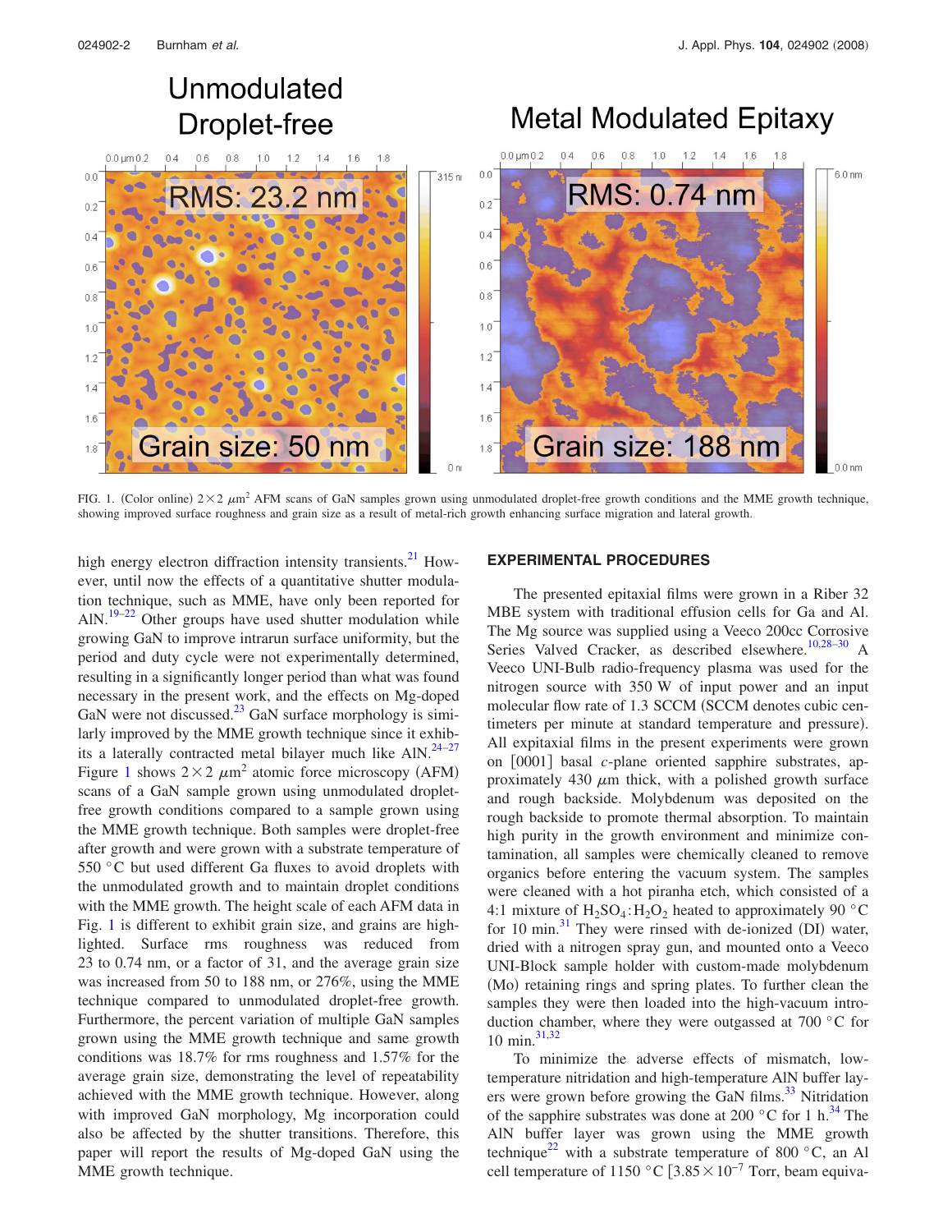FIG. 1. (Color online) $2\times2$ $\mu$m$^2$ AFM scans of GaN samples grown using unmodulated droplet-free growth conditions and the MME growth technique, showing improved surface roughness and grain size as a result of metal-rich growth enhancing surface migration and lateral growth.

high energy electron diffraction intensity transients.[21] However, until now the effects of a quantitative shutter modulation technique, such as MME, have only been reported for AlN.[19–22] Other groups have used shutter modulation while growing GaN to improve intrarun surface uniformity, but the period and duty cycle were not experimentally determined, resulting in a significantly longer period than what was found necessary in the present work, and the effects on Mg-doped GaN were not discussed.[23] GaN surface morphology is similarly improved by the MME growth technique since it exhibits a laterally contracted metal bilayer much like AlN.[24–27] Figure 1 shows $2\times2$ $\mu$m$^2$ atomic force microscopy (AFM) scans of a GaN sample grown using unmodulated droplet-free growth conditions compared to a sample grown using the MME growth technique. Both samples were droplet-free after growth and were grown with a substrate temperature of 550 °C but used different Ga fluxes to avoid droplets with the unmodulated growth and to maintain droplet conditions with the MME growth. The height scale of each AFM data in Fig. 1 is different to exhibit grain size, and grains are highlighted. Surface rms roughness was reduced from 23 to 0.74 nm, or a factor of 31, and the average grain size was increased from 50 to 188 nm, or 276%, using the MME technique compared to unmodulated droplet-free growth. Furthermore, the percent variation of multiple GaN samples grown using the MME growth technique and same growth conditions was 18.7% for rms roughness and 1.57% for the average grain size, demonstrating the level of repeatability achieved with the MME growth technique. However, along with improved GaN morphology, Mg incorporation could also be affected by the shutter transitions. Therefore, this paper will report the results of Mg-doped GaN using the MME growth technique.

## EXPERIMENTAL PROCEDURES

The presented epitaxial films were grown in a Riber 32 MBE system with traditional effusion cells for Ga and Al. The Mg source was supplied using a Veeco 200cc Corrosive Series Valved Cracker, as described elsewhere.[10,28–30] A Veeco UNI-Bulb radio-frequency plasma was used for the nitrogen source with 350 W of input power and an input molecular flow rate of 1.3 SCCM (SCCM denotes cubic centimeters per minute at standard temperature and pressure). All expitaxial films in the present experiments were grown on [0001] basal *c*-plane oriented sapphire substrates, approximately 430 $\mu$m thick, with a polished growth surface and rough backside. Molybdenum was deposited on the rough backside to promote thermal absorption. To maintain high purity in the growth environment and minimize contamination, all samples were chemically cleaned to remove organics before entering the vacuum system. The samples were cleaned with a hot piranha etch, which consisted of a 4:1 mixture of $H_2SO_4$:$H_2O_2$ heated to approximately 90 °C for 10 min.[31] They were rinsed with de-ionized (DI) water, dried with a nitrogen spray gun, and mounted onto a Veeco UNI-Block sample holder with custom-made molybdenum (Mo) retaining rings and spring plates. To further clean the samples they were then loaded into the high-vacuum introduction chamber, where they were outgassed at 700 °C for 10 min.[31,32]

To minimize the adverse effects of mismatch, low-temperature nitridation and high-temperature AlN buffer layers were grown before growing the GaN films.[33] Nitridation of the sapphire substrates was done at 200 °C for 1 h.[34] The AlN buffer layer was grown using the MME growth technique[22] with a substrate temperature of 800 °C, an Al cell temperature of 1150 °C [$3.85\times10^{-7}$ Torr, beam equiva-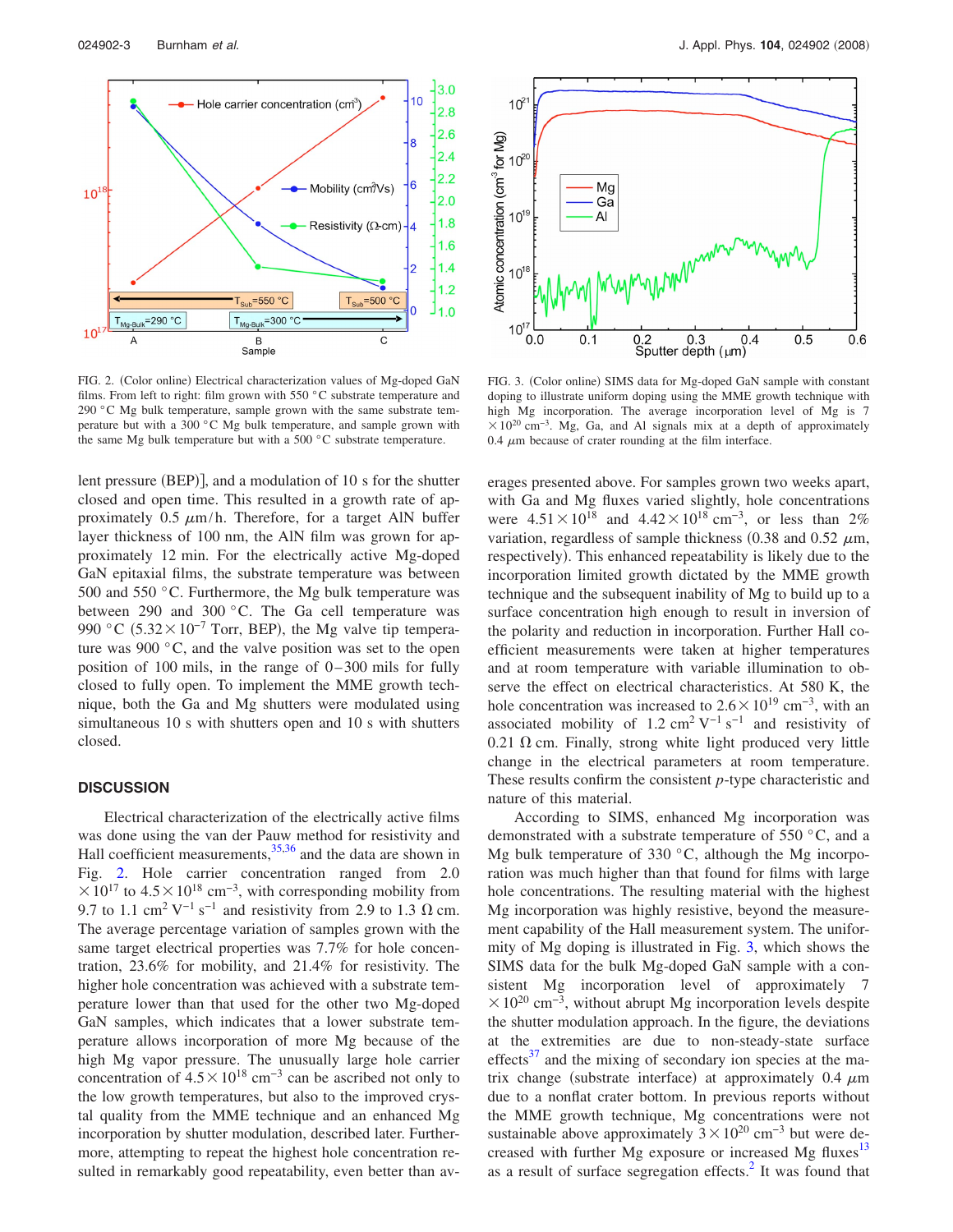FIG. 2. (Color online) Electrical characterization values of Mg-doped GaN films. From left to right: film grown with 550 °C substrate temperature and 290 °C Mg bulk temperature, sample grown with the same substrate temperature but with a 300 °C Mg bulk temperature, and sample grown with the same Mg bulk temperature but with a 500 °C substrate temperature.

FIG. 3. (Color online) SIMS data for Mg-doped GaN sample with constant doping to illustrate uniform doping using the MME growth technique with high Mg incorporation. The average incorporation level of Mg is $7 \times 10^{20}$ cm$^{-3}$. Mg, Ga, and Al signals mix at a depth of approximately 0.4 $\mu$m because of crater rounding at the film interface.

lent pressure (BEP)], and a modulation of 10 s for the shutter closed and open time. This resulted in a growth rate of approximately 0.5 $\mu$m/h. Therefore, for a target AlN buffer layer thickness of 100 nm, the AlN film was grown for approximately 12 min. For the electrically active Mg-doped GaN epitaxial films, the substrate temperature was between 500 and 550 °C. Furthermore, the Mg bulk temperature was between 290 and 300 °C. The Ga cell temperature was 990 °C ($5.32 \times 10^{-7}$ Torr, BEP), the Mg valve tip temperature was 900 °C, and the valve position was set to the open position of 100 mils, in the range of 0–300 mils for fully closed to fully open. To implement the MME growth technique, both the Ga and Mg shutters were modulated using simultaneous 10 s with shutters open and 10 s with shutters closed.

## DISCUSSION

Electrical characterization of the electrically active films was done using the van der Pauw method for resistivity and Hall coefficient measurements,[35,36] and the data are shown in Fig. 2. Hole carrier concentration ranged from $2.0 \times 10^{17}$ to $4.5 \times 10^{18}$ cm$^{-3}$, with corresponding mobility from 9.7 to 1.1 cm$^2$ V$^{-1}$ s$^{-1}$ and resistivity from 2.9 to 1.3 $\Omega$ cm. The average percentage variation of samples grown with the same target electrical properties was 7.7% for hole concentration, 23.6% for mobility, and 21.4% for resistivity. The higher hole concentration was achieved with a substrate temperature lower than that used for the other two Mg-doped GaN samples, which indicates that a lower substrate temperature allows incorporation of more Mg because of the high Mg vapor pressure. The unusually large hole carrier concentration of $4.5 \times 10^{18}$ cm$^{-3}$ can be ascribed not only to the low growth temperatures, but also to the improved crystal quality from the MME technique and an enhanced Mg incorporation by shutter modulation, described later. Furthermore, attempting to repeat the highest hole concentration resulted in remarkably good repeatability, even better than averages presented above. For samples grown two weeks apart, with Ga and Mg fluxes varied slightly, hole concentrations were $4.51 \times 10^{18}$ and $4.42 \times 10^{18}$ cm$^{-3}$, or less than 2% variation, regardless of sample thickness (0.38 and 0.52 $\mu$m, respectively). This enhanced repeatability is likely due to the incorporation limited growth dictated by the MME growth technique and the subsequent inability of Mg to build up to a surface concentration high enough to result in inversion of the polarity and reduction in incorporation. Further Hall coefficient measurements were taken at higher temperatures and at room temperature with variable illumination to observe the effect on electrical characteristics. At 580 K, the hole concentration was increased to $2.6 \times 10^{19}$ cm$^{-3}$, with an associated mobility of 1.2 cm$^2$ V$^{-1}$ s$^{-1}$ and resistivity of 0.21 $\Omega$ cm. Finally, strong white light produced very little change in the electrical parameters at room temperature. These results confirm the consistent *p*-type characteristic and nature of this material.

According to SIMS, enhanced Mg incorporation was demonstrated with a substrate temperature of 550 °C, and a Mg bulk temperature of 330 °C, although the Mg incorporation was much higher than that found for films with large hole concentrations. The resulting material with the highest Mg incorporation was highly resistive, beyond the measurement capability of the Hall measurement system. The uniformity of Mg doping is illustrated in Fig. 3, which shows the SIMS data for the bulk Mg-doped GaN sample with a consistent Mg incorporation level of approximately $7 \times 10^{20}$ cm$^{-3}$, without abrupt Mg incorporation levels despite the shutter modulation approach. In the figure, the deviations at the extremities are due to non-steady-state surface effects[37] and the mixing of secondary ion species at the matrix change (substrate interface) at approximately 0.4 $\mu$m due to a nonflat crater bottom. In previous reports without the MME growth technique, Mg concentrations were not sustainable above approximately $3 \times 10^{20}$ cm$^{-3}$ but were decreased with further Mg exposure or increased Mg fluxes[13] as a result of surface segregation effects.[2] It was found that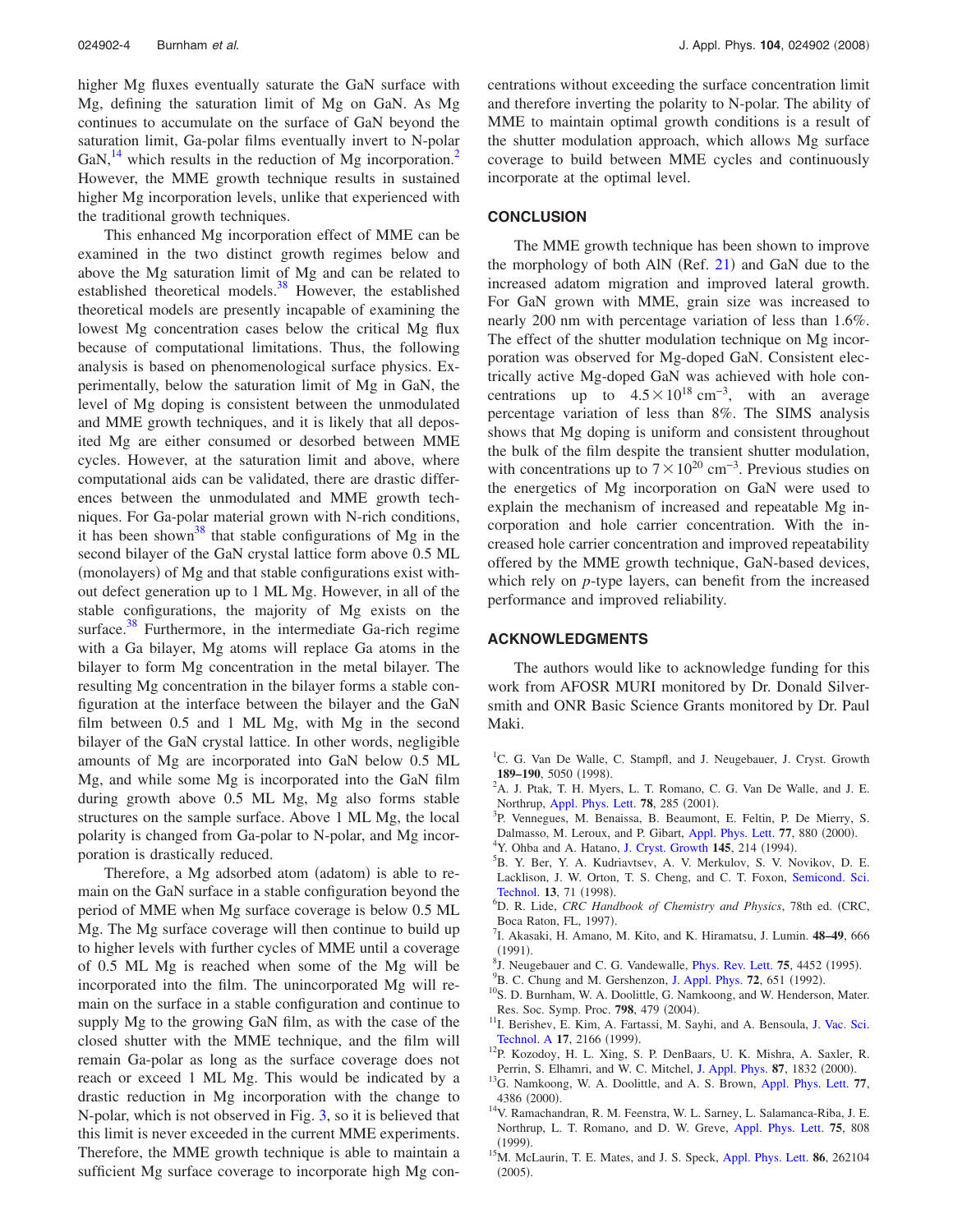higher Mg fluxes eventually saturate the GaN surface with Mg, defining the saturation limit of Mg on GaN. As Mg continues to accumulate on the surface of GaN beyond the saturation limit, Ga-polar films eventually invert to N-polar GaN,[14] which results in the reduction of Mg incorporation.[2] However, the MME growth technique results in sustained higher Mg incorporation levels, unlike that experienced with the traditional growth techniques.

This enhanced Mg incorporation effect of MME can be examined in the two distinct growth regimes below and above the Mg saturation limit of Mg and can be related to established theoretical models.[38] However, the established theoretical models are presently incapable of examining the lowest Mg concentration cases below the critical Mg flux because of computational limitations. Thus, the following analysis is based on phenomenological surface physics. Experimentally, below the saturation limit of Mg in GaN, the level of Mg doping is consistent between the unmodulated and MME growth techniques, and it is likely that all deposited Mg are either consumed or desorbed between MME cycles. However, at the saturation limit and above, where computational aids can be validated, there are drastic differences between the unmodulated and MME growth techniques. For Ga-polar material grown with N-rich conditions, it has been shown[38] that stable configurations of Mg in the second bilayer of the GaN crystal lattice form above 0.5 ML (monolayers) of Mg and that stable configurations exist without defect generation up to 1 ML Mg. However, in all of the stable configurations, the majority of Mg exists on the surface.[38] Furthermore, in the intermediate Ga-rich regime with a Ga bilayer, Mg atoms will replace Ga atoms in the bilayer to form Mg concentration in the metal bilayer. The resulting Mg concentration in the bilayer forms a stable configuration at the interface between the bilayer and the GaN film between 0.5 and 1 ML Mg, with Mg in the second bilayer of the GaN crystal lattice. In other words, negligible amounts of Mg are incorporated into GaN below 0.5 ML Mg, and while some Mg is incorporated into the GaN film during growth above 0.5 ML Mg, Mg also forms stable structures on the sample surface. Above 1 ML Mg, the local polarity is changed from Ga-polar to N-polar, and Mg incorporation is drastically reduced.

Therefore, a Mg adsorbed atom (adatom) is able to remain on the GaN surface in a stable configuration beyond the period of MME when Mg surface coverage is below 0.5 ML Mg. The Mg surface coverage will then continue to build up to higher levels with further cycles of MME until a coverage of 0.5 ML Mg is reached when some of the Mg will be incorporated into the film. The unincorporated Mg will remain on the surface in a stable configuration and continue to supply Mg to the growing GaN film, as with the case of the closed shutter with the MME technique, and the film will remain Ga-polar as long as the surface coverage does not reach or exceed 1 ML Mg. This would be indicated by a drastic reduction in Mg incorporation with the change to N-polar, which is not observed in Fig. 3, so it is believed that this limit is never exceeded in the current MME experiments. Therefore, the MME growth technique is able to maintain a sufficient Mg surface coverage to incorporate high Mg concentrations without exceeding the surface concentration limit and therefore inverting the polarity to N-polar. The ability of MME to maintain optimal growth conditions is a result of the shutter modulation approach, which allows Mg surface coverage to build between MME cycles and continuously incorporate at the optimal level.

## CONCLUSION

The MME growth technique has been shown to improve the morphology of both AlN (Ref. 21) and GaN due to the increased adatom migration and improved lateral growth. For GaN grown with MME, grain size was increased to nearly 200 nm with percentage variation of less than 1.6%. The effect of the shutter modulation technique on Mg incorporation was observed for Mg-doped GaN. Consistent electrically active Mg-doped GaN was achieved with hole concentrations up to $4.5\times10^{18}$ cm$^{-3}$, with an average percentage variation of less than 8%. The SIMS analysis shows that Mg doping is uniform and consistent throughout the bulk of the film despite the transient shutter modulation, with concentrations up to $7\times10^{20}$ cm$^{-3}$. Previous studies on the energetics of Mg incorporation on GaN were used to explain the mechanism of increased and repeatable Mg incorporation and hole carrier concentration. With the increased hole carrier concentration and improved repeatability offered by the MME growth technique, GaN-based devices, which rely on *p*-type layers, can benefit from the increased performance and improved reliability.

## ACKNOWLEDGMENTS

The authors would like to acknowledge funding for this work from AFOSR MURI monitored by Dr. Donald Silversmith and ONR Basic Science Grants monitored by Dr. Paul Maki.

[1] C. G. Van De Walle, C. Stampfl, and J. Neugebauer, J. Cryst. Growth **189–190**, 5050 (1998).
[2] A. J. Ptak, T. H. Myers, L. T. Romano, C. G. Van De Walle, and J. E. Northrup, Appl. Phys. Lett. **78**, 285 (2001).
[3] P. Vennegues, M. Benaissa, B. Beaumont, E. Feltin, P. De Mierry, S. Dalmasso, M. Leroux, and P. Gibart, Appl. Phys. Lett. **77**, 880 (2000).
[4] Y. Ohba and A. Hatano, J. Cryst. Growth **145**, 214 (1994).
[5] B. Y. Ber, Y. A. Kudriavtsev, A. V. Merkulov, S. V. Novikov, D. E. Lacklison, J. W. Orton, T. S. Cheng, and C. T. Foxon, Semicond. Sci. Technol. **13**, 71 (1998).
[6] D. R. Lide, *CRC Handbook of Chemistry and Physics*, 78th ed. (CRC, Boca Raton, FL, 1997).
[7] I. Akasaki, H. Amano, M. Kito, and K. Hiramatsu, J. Lumin. **48–49**, 666 (1991).
[8] J. Neugebauer and C. G. Vandewalle, Phys. Rev. Lett. **75**, 4452 (1995).
[9] B. C. Chung and M. Gershenzon, J. Appl. Phys. **72**, 651 (1992).
[10] S. D. Burnham, W. A. Doolittle, G. Namkoong, and W. Henderson, Mater. Res. Soc. Symp. Proc. **798**, 479 (2004).
[11] I. Berishev, E. Kim, A. Fartassi, M. Sayhi, and A. Bensoula, J. Vac. Sci. Technol. A **17**, 2166 (1999).
[12] P. Kozodoy, H. L. Xing, S. P. DenBaars, U. K. Mishra, A. Saxler, R. Perrin, S. Elhamri, and W. C. Mitchel, J. Appl. Phys. **87**, 1832 (2000).
[13] G. Namkoong, W. A. Doolittle, and A. S. Brown, Appl. Phys. Lett. **77**, 4386 (2000).
[14] V. Ramachandran, R. M. Feenstra, W. L. Sarney, L. Salamanca-Riba, J. E. Northrup, L. T. Romano, and D. W. Greve, Appl. Phys. Lett. **75**, 808 (1999).
[15] M. McLaurin, T. E. Mates, and J. S. Speck, Appl. Phys. Lett. **86**, 262104 (2005).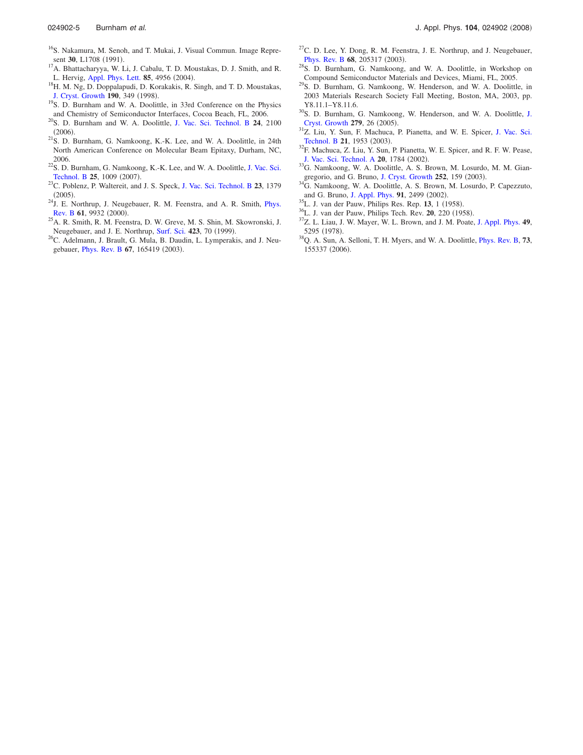[16] S. Nakamura, M. Senoh, and T. Mukai, J. Visual Commun. Image Represent **30**, L1708 (1991).

[17] A. Bhattacharyya, W. Li, J. Cabalu, T. D. Moustakas, D. J. Smith, and R. L. Hervig, Appl. Phys. Lett. **85**, 4956 (2004).

[18] H. M. Ng, D. Doppalapudi, D. Korakakis, R. Singh, and T. D. Moustakas, J. Cryst. Growth **190**, 349 (1998).

[19] S. D. Burnham and W. A. Doolittle, in 33rd Conference on the Physics and Chemistry of Semiconductor Interfaces, Cocoa Beach, FL, 2006.

[20] S. D. Burnham and W. A. Doolittle, J. Vac. Sci. Technol. B **24**, 2100 (2006).

[21] S. D. Burnham, G. Namkoong, K.-K. Lee, and W. A. Doolittle, in 24th North American Conference on Molecular Beam Epitaxy, Durham, NC, 2006.

[22] S. D. Burnham, G. Namkoong, K.-K. Lee, and W. A. Doolittle, J. Vac. Sci. Technol. B **25**, 1009 (2007).

[23] C. Poblenz, P. Waltereit, and J. S. Speck, J. Vac. Sci. Technol. B **23**, 1379 (2005).

[24] J. E. Northrup, J. Neugebauer, R. M. Feenstra, and A. R. Smith, Phys. Rev. B **61**, 9932 (2000).

[25] A. R. Smith, R. M. Feenstra, D. W. Greve, M. S. Shin, M. Skowronski, J. Neugebauer, and J. E. Northrup, Surf. Sci. **423**, 70 (1999).

[26] C. Adelmann, J. Brault, G. Mula, B. Daudin, L. Lymperakis, and J. Neugebauer, Phys. Rev. B **67**, 165419 (2003).

[27] C. D. Lee, Y. Dong, R. M. Feenstra, J. E. Northrup, and J. Neugebauer, Phys. Rev. B **68**, 205317 (2003).

[28] S. D. Burnham, G. Namkoong, and W. A. Doolittle, in Workshop on Compound Semiconductor Materials and Devices, Miami, FL, 2005.

[29] S. D. Burnham, G. Namkoong, W. Henderson, and W. A. Doolittle, in 2003 Materials Research Society Fall Meeting, Boston, MA, 2003, pp. Y8.11.1–Y8.11.6.

[30] S. D. Burnham, G. Namkoong, W. Henderson, and W. A. Doolittle, J. Cryst. Growth **279**, 26 (2005).

[31] Z. Liu, Y. Sun, F. Machuca, P. Pianetta, and W. E. Spicer, J. Vac. Sci. Technol. B **21**, 1953 (2003).

[32] F. Machuca, Z. Liu, Y. Sun, P. Pianetta, W. E. Spicer, and R. F. W. Pease, J. Vac. Sci. Technol. A **20**, 1784 (2002).

[33] G. Namkoong, W. A. Doolittle, A. S. Brown, M. Losurdo, M. M. Giangregorio, and G. Bruno, J. Cryst. Growth **252**, 159 (2003).

[34] G. Namkoong, W. A. Doolittle, A. S. Brown, M. Losurdo, P. Capezzuto, and G. Bruno, J. Appl. Phys. **91**, 2499 (2002).

[35] L. J. van der Pauw, Philips Res. Rep. **13**, 1 (1958).

[36] L. J. van der Pauw, Philips Tech. Rev. **20**, 220 (1958).

[37] Z. L. Liau, J. W. Mayer, W. L. Brown, and J. M. Poate, J. Appl. Phys. **49**, 5295 (1978).

[38] Q. A. Sun, A. Selloni, T. H. Myers, and W. A. Doolittle, Phys. Rev. B, **73**, 155337 (2006).